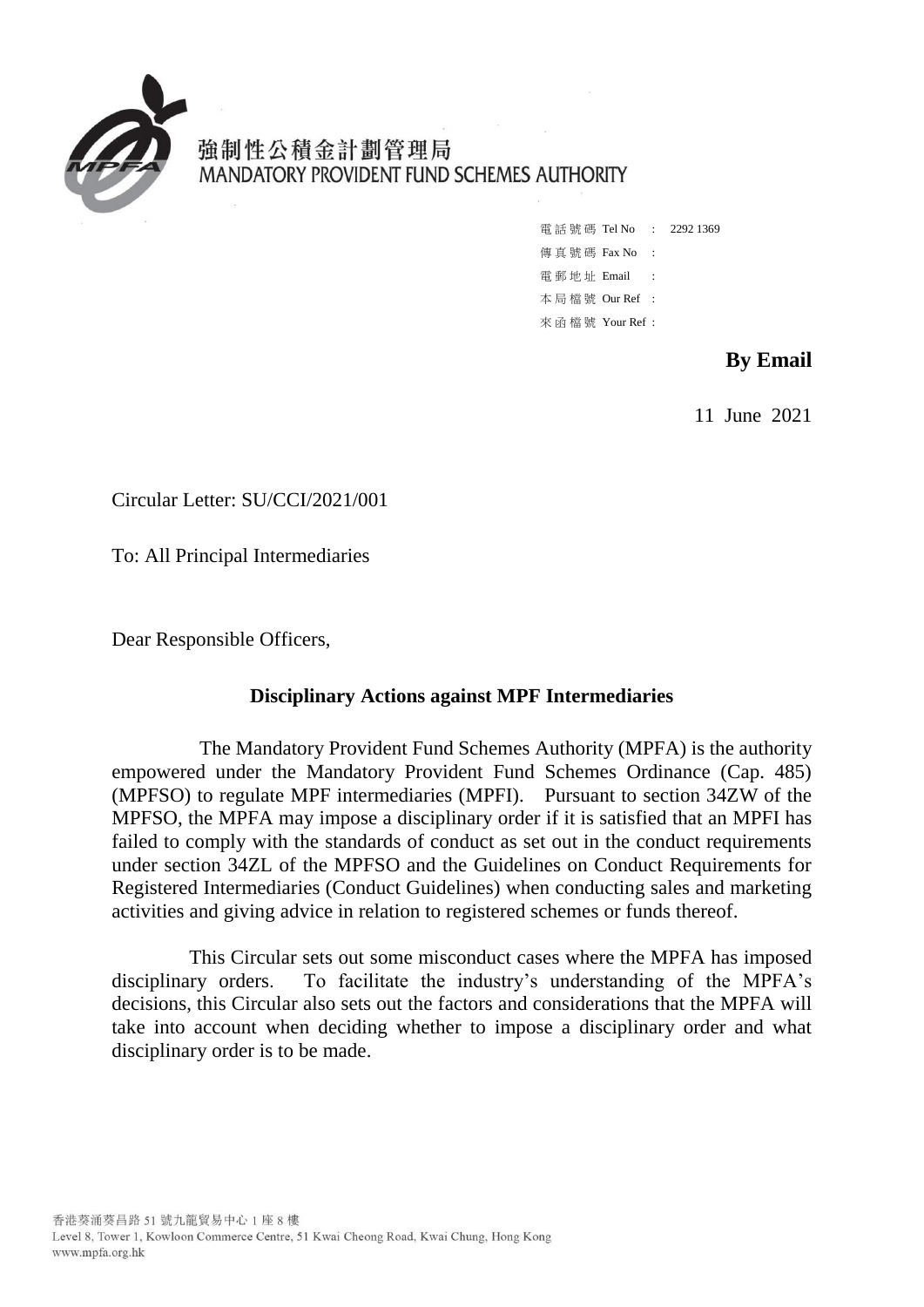強制性公積金計劃管理局
MANDATORY PROVIDENT FUND SCHEMES AUTHORITY

電話號碼 Tel No : 2292 1369
傳真號碼 Fax No :
電郵地址 Email :
本局檔號 Our Ref :
來函檔號 Your Ref :

**By Email**

11 June 2021

Circular Letter: SU/CCI/2021/001

To: All Principal Intermediaries

Dear Responsible Officers,

**Disciplinary Actions against MPF Intermediaries**

The Mandatory Provident Fund Schemes Authority (MPFA) is the authority empowered under the Mandatory Provident Fund Schemes Ordinance (Cap. 485) (MPFSO) to regulate MPF intermediaries (MPFI). Pursuant to section 34ZW of the MPFSO, the MPFA may impose a disciplinary order if it is satisfied that an MPFI has failed to comply with the standards of conduct as set out in the conduct requirements under section 34ZL of the MPFSO and the Guidelines on Conduct Requirements for Registered Intermediaries (Conduct Guidelines) when conducting sales and marketing activities and giving advice in relation to registered schemes or funds thereof.

This Circular sets out some misconduct cases where the MPFA has imposed disciplinary orders. To facilitate the industry's understanding of the MPFA's decisions, this Circular also sets out the factors and considerations that the MPFA will take into account when deciding whether to impose a disciplinary order and what disciplinary order is to be made.

香港葵涌葵昌路 51 號九龍貿易中心 1 座 8 樓
Level 8, Tower 1, Kowloon Commerce Centre, 51 Kwai Cheong Road, Kwai Chung, Hong Kong
www.mpfa.org.hk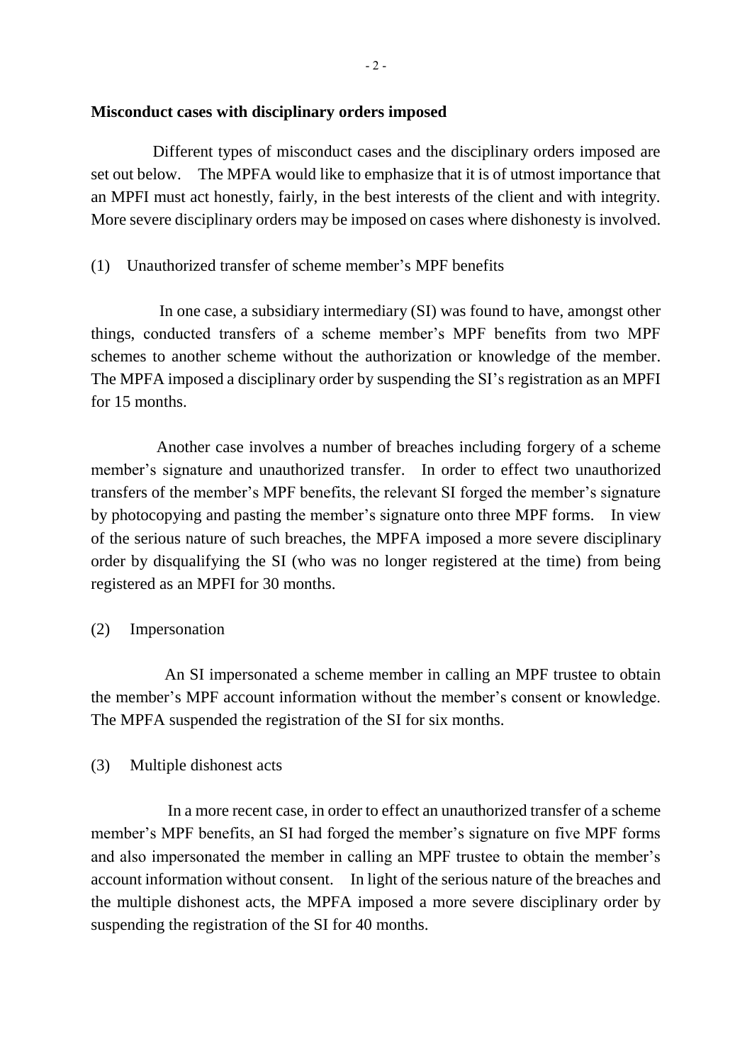**Misconduct cases with disciplinary orders imposed**

Different types of misconduct cases and the disciplinary orders imposed are set out below. The MPFA would like to emphasize that it is of utmost importance that an MPFI must act honestly, fairly, in the best interests of the client and with integrity. More severe disciplinary orders may be imposed on cases where dishonesty is involved.

(1) Unauthorized transfer of scheme member's MPF benefits

In one case, a subsidiary intermediary (SI) was found to have, amongst other things, conducted transfers of a scheme member's MPF benefits from two MPF schemes to another scheme without the authorization or knowledge of the member. The MPFA imposed a disciplinary order by suspending the SI's registration as an MPFI for 15 months.

Another case involves a number of breaches including forgery of a scheme member's signature and unauthorized transfer. In order to effect two unauthorized transfers of the member's MPF benefits, the relevant SI forged the member's signature by photocopying and pasting the member's signature onto three MPF forms. In view of the serious nature of such breaches, the MPFA imposed a more severe disciplinary order by disqualifying the SI (who was no longer registered at the time) from being registered as an MPFI for 30 months.

(2) Impersonation

An SI impersonated a scheme member in calling an MPF trustee to obtain the member's MPF account information without the member's consent or knowledge. The MPFA suspended the registration of the SI for six months.

(3) Multiple dishonest acts

In a more recent case, in order to effect an unauthorized transfer of a scheme member's MPF benefits, an SI had forged the member's signature on five MPF forms and also impersonated the member in calling an MPF trustee to obtain the member's account information without consent. In light of the serious nature of the breaches and the multiple dishonest acts, the MPFA imposed a more severe disciplinary order by suspending the registration of the SI for 40 months.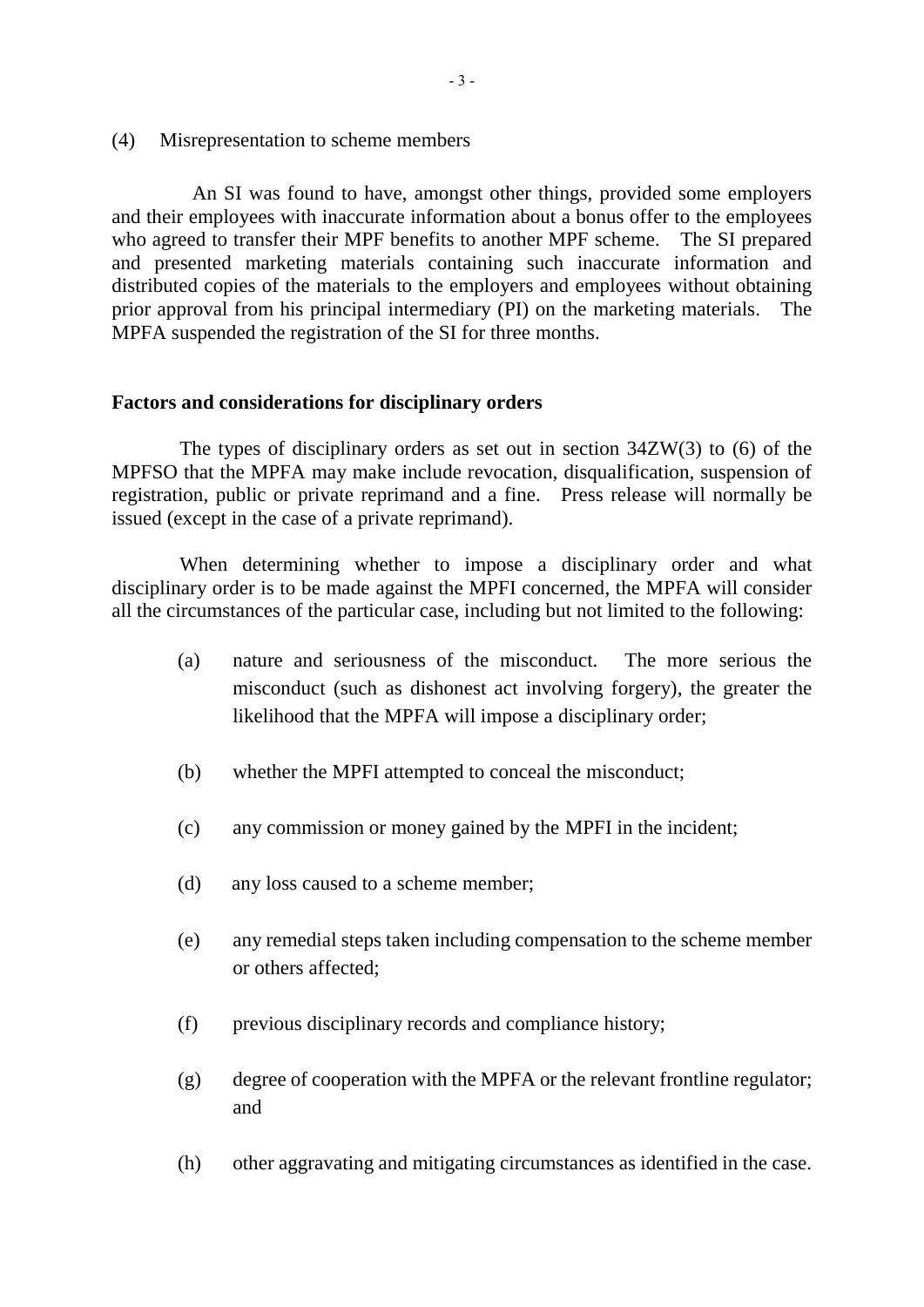(4) Misrepresentation to scheme members

An SI was found to have, amongst other things, provided some employers and their employees with inaccurate information about a bonus offer to the employees who agreed to transfer their MPF benefits to another MPF scheme. The SI prepared and presented marketing materials containing such inaccurate information and distributed copies of the materials to the employers and employees without obtaining prior approval from his principal intermediary (PI) on the marketing materials. The MPFA suspended the registration of the SI for three months.

**Factors and considerations for disciplinary orders**

The types of disciplinary orders as set out in section 34ZW(3) to (6) of the MPFSO that the MPFA may make include revocation, disqualification, suspension of registration, public or private reprimand and a fine. Press release will normally be issued (except in the case of a private reprimand).

When determining whether to impose a disciplinary order and what disciplinary order is to be made against the MPFI concerned, the MPFA will consider all the circumstances of the particular case, including but not limited to the following:

(a) nature and seriousness of the misconduct. The more serious the misconduct (such as dishonest act involving forgery), the greater the likelihood that the MPFA will impose a disciplinary order;

(b) whether the MPFI attempted to conceal the misconduct;

(c) any commission or money gained by the MPFI in the incident;

(d) any loss caused to a scheme member;

(e) any remedial steps taken including compensation to the scheme member or others affected;

(f) previous disciplinary records and compliance history;

(g) degree of cooperation with the MPFA or the relevant frontline regulator; and

(h) other aggravating and mitigating circumstances as identified in the case.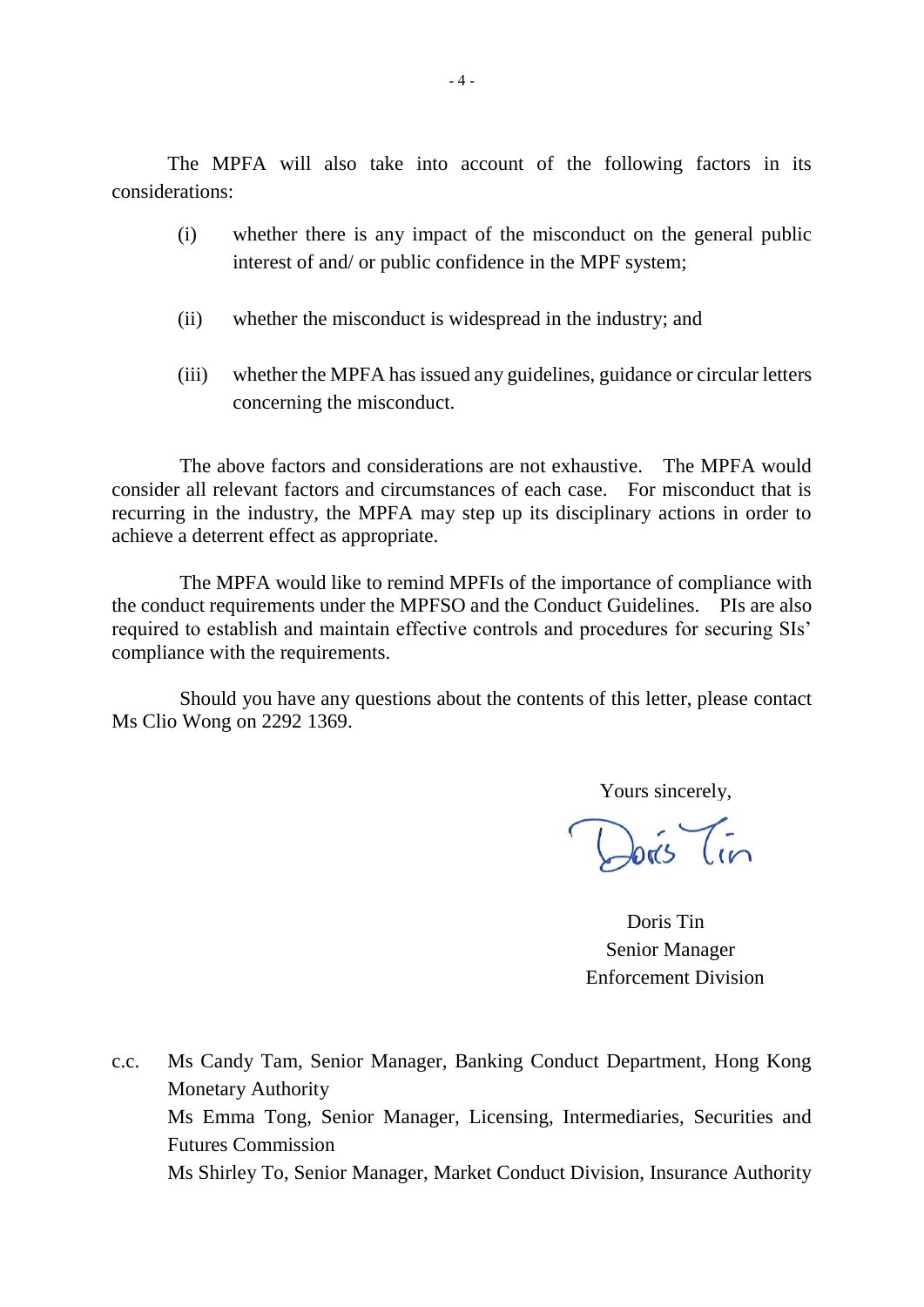The MPFA will also take into account of the following factors in its considerations:

(i) whether there is any impact of the misconduct on the general public interest of and/ or public confidence in the MPF system;

(ii) whether the misconduct is widespread in the industry; and

(iii) whether the MPFA has issued any guidelines, guidance or circular letters concerning the misconduct.

The above factors and considerations are not exhaustive. The MPFA would consider all relevant factors and circumstances of each case. For misconduct that is recurring in the industry, the MPFA may step up its disciplinary actions in order to achieve a deterrent effect as appropriate.

The MPFA would like to remind MPFIs of the importance of compliance with the conduct requirements under the MPFSO and the Conduct Guidelines. PIs are also required to establish and maintain effective controls and procedures for securing SIs' compliance with the requirements.

Should you have any questions about the contents of this letter, please contact Ms Clio Wong on 2292 1369.

Yours sincerely,

Doris Tin

Doris Tin
Senior Manager
Enforcement Division

c.c. Ms Candy Tam, Senior Manager, Banking Conduct Department, Hong Kong Monetary Authority
Ms Emma Tong, Senior Manager, Licensing, Intermediaries, Securities and Futures Commission
Ms Shirley To, Senior Manager, Market Conduct Division, Insurance Authority